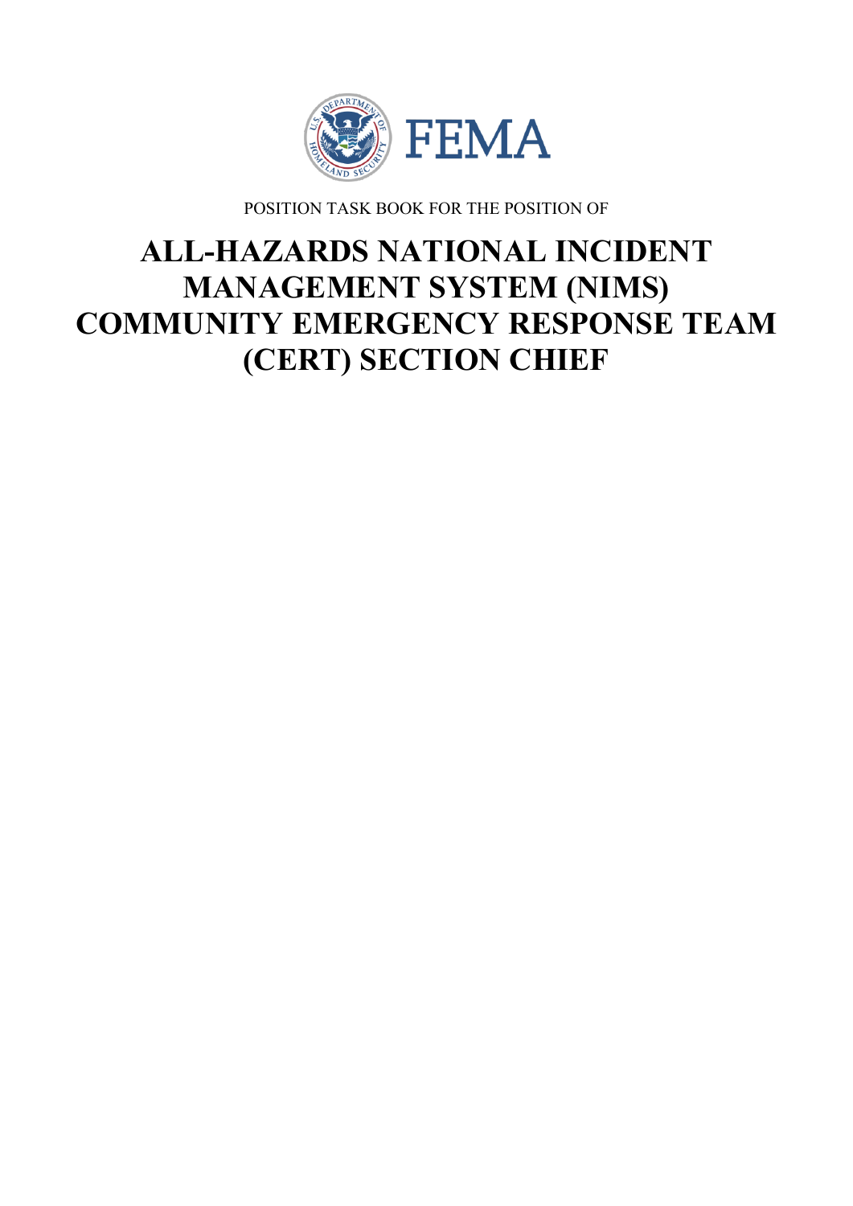FEMA

POSITION TASK BOOK FOR THE POSITION OF

# ALL-HAZARDS NATIONAL INCIDENT MANAGEMENT SYSTEM (NIMS) COMMUNITY EMERGENCY RESPONSE TEAM (CERT) SECTION CHIEF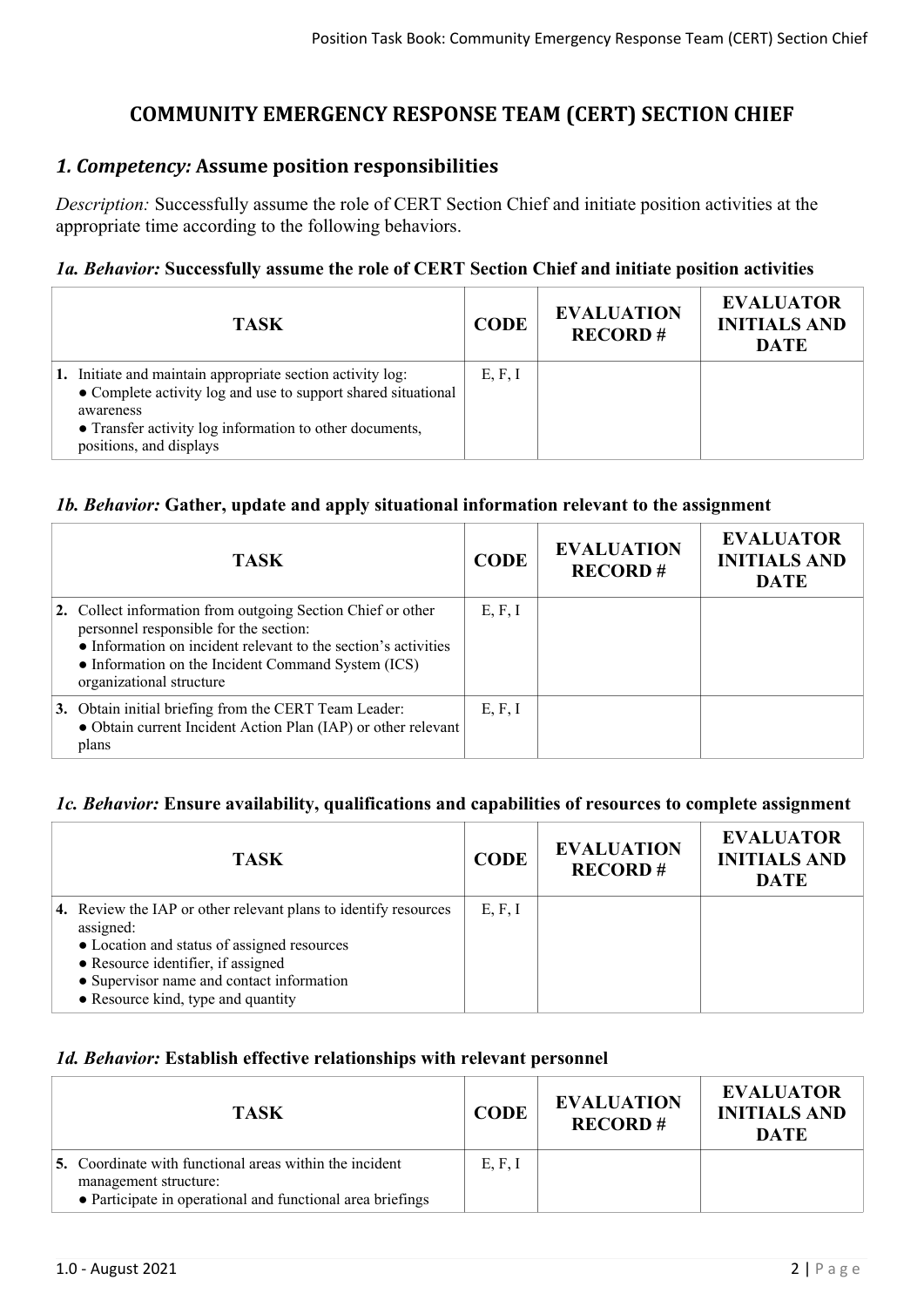# COMMUNITY EMERGENCY RESPONSE TEAM (CERT) SECTION CHIEF

## *1. Competency:* Assume position responsibilities

*Description:* Successfully assume the role of CERT Section Chief and initiate position activities at the appropriate time according to the following behaviors.

### *1a. Behavior:* Successfully assume the role of CERT Section Chief and initiate position activities

| TASK | CODE | EVALUATION RECORD # | EVALUATOR INITIALS AND DATE |
|---|---|---|---|
| **1.** Initiate and maintain appropriate section activity log:<br>● Complete activity log and use to support shared situational awareness<br>● Transfer activity log information to other documents, positions, and displays | E, F, I | | |

### *1b. Behavior:* Gather, update and apply situational information relevant to the assignment

| TASK | CODE | EVALUATION RECORD # | EVALUATOR INITIALS AND DATE |
|---|---|---|---|
| **2.** Collect information from outgoing Section Chief or other personnel responsible for the section:<br>● Information on incident relevant to the section's activities<br>● Information on the Incident Command System (ICS) organizational structure | E, F, I | | |
| **3.** Obtain initial briefing from the CERT Team Leader:<br>● Obtain current Incident Action Plan (IAP) or other relevant plans | E, F, I | | |

### *1c. Behavior:* Ensure availability, qualifications and capabilities of resources to complete assignment

| TASK | CODE | EVALUATION RECORD # | EVALUATOR INITIALS AND DATE |
|---|---|---|---|
| **4.** Review the IAP or other relevant plans to identify resources assigned:<br>● Location and status of assigned resources<br>● Resource identifier, if assigned<br>● Supervisor name and contact information<br>● Resource kind, type and quantity | E, F, I | | |

### *1d. Behavior:* Establish effective relationships with relevant personnel

| TASK | CODE | EVALUATION RECORD # | EVALUATOR INITIALS AND DATE |
|---|---|---|---|
| **5.** Coordinate with functional areas within the incident management structure:<br>● Participate in operational and functional area briefings | E, F, I | | |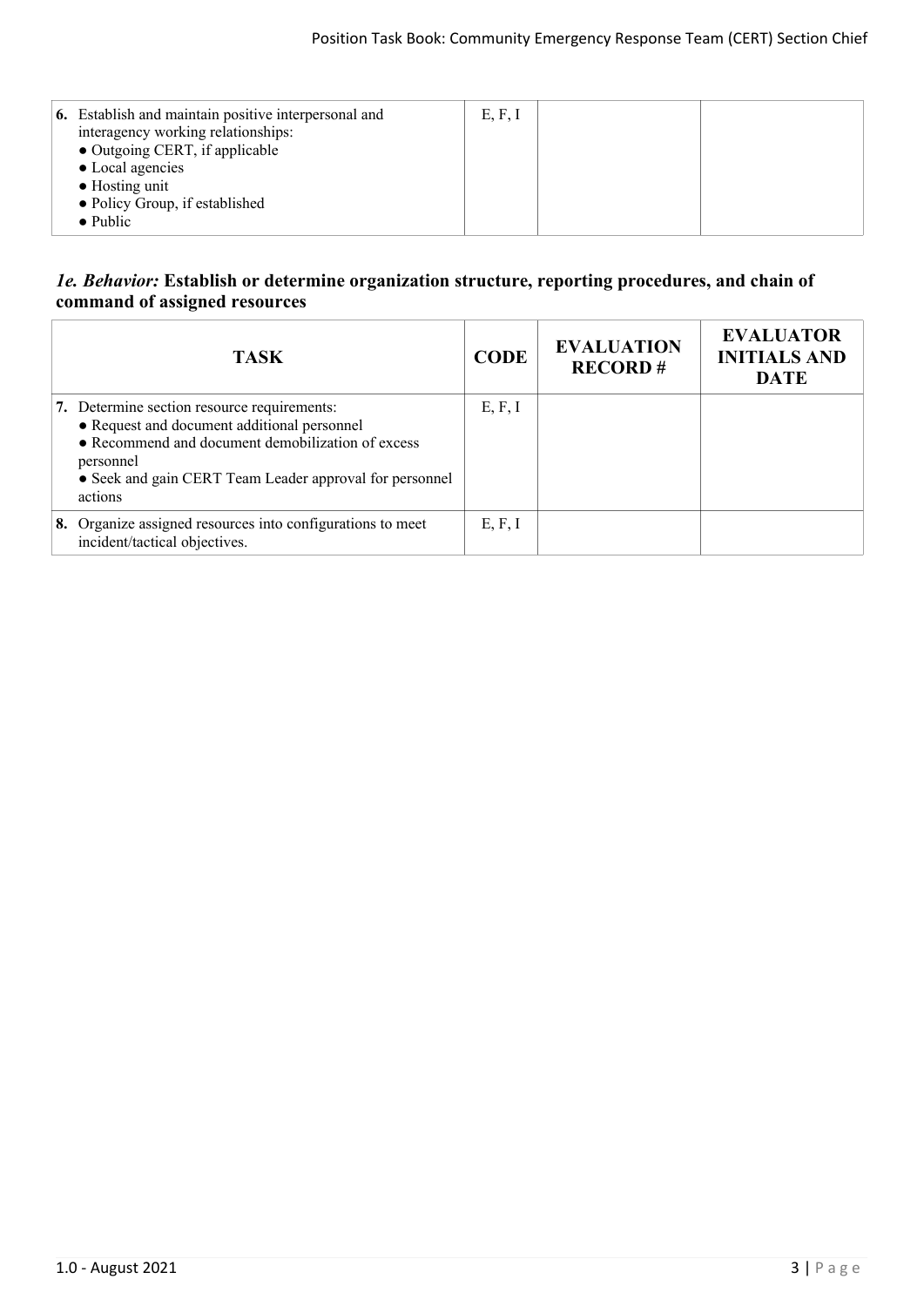| TASK | CODE | EVALUATION RECORD # | EVALUATOR INITIALS AND DATE |
|---|---|---|---|
| **6.** Establish and maintain positive interpersonal and interagency working relationships:<br>• Outgoing CERT, if applicable<br>• Local agencies<br>• Hosting unit<br>• Policy Group, if established<br>• Public | E, F, I | | |

### *1e. Behavior:* Establish or determine organization structure, reporting procedures, and chain of command of assigned resources

| TASK | CODE | EVALUATION RECORD # | EVALUATOR INITIALS AND DATE |
|---|---|---|---|
| **7.** Determine section resource requirements:<br>• Request and document additional personnel<br>• Recommend and document demobilization of excess personnel<br>• Seek and gain CERT Team Leader approval for personnel actions | E, F, I | | |
| **8.** Organize assigned resources into configurations to meet incident/tactical objectives. | E, F, I | | |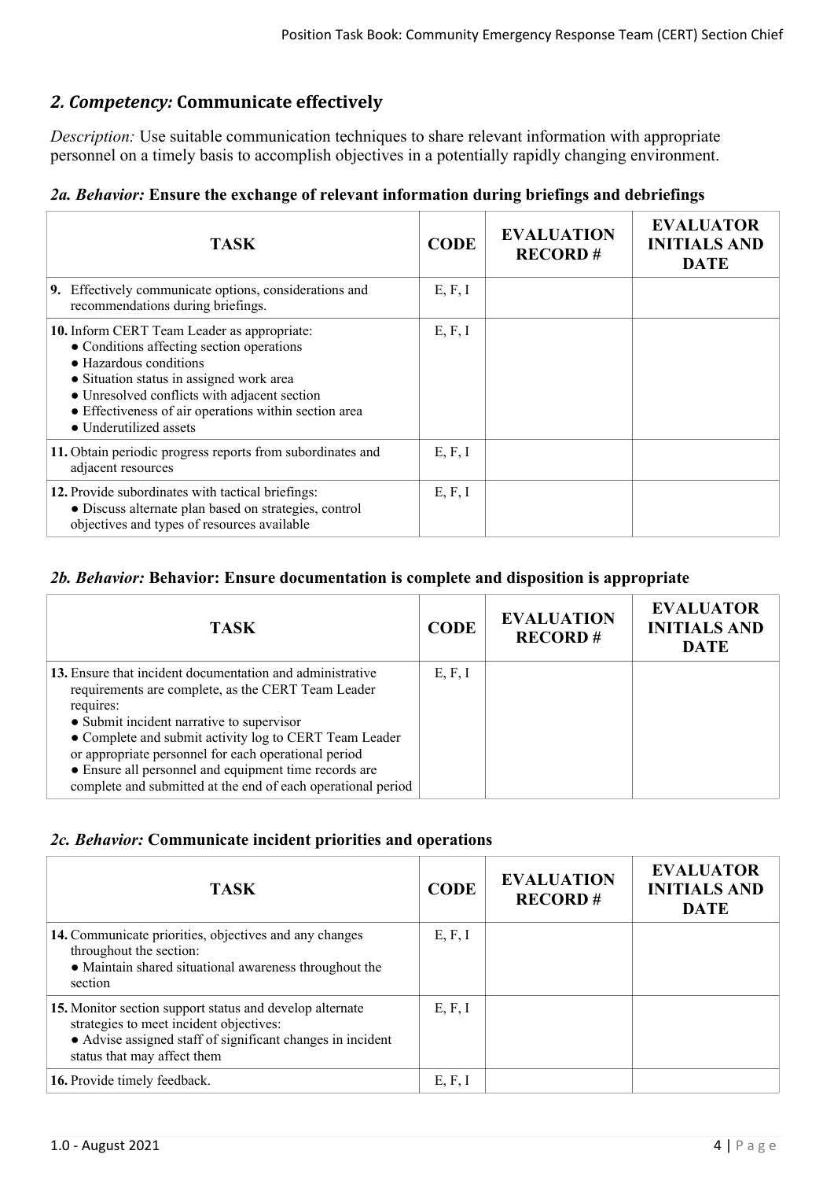## *2. Competency:* Communicate effectively

*Description:* Use suitable communication techniques to share relevant information with appropriate personnel on a timely basis to accomplish objectives in a potentially rapidly changing environment.

### *2a. Behavior:* Ensure the exchange of relevant information during briefings and debriefings

| TASK | CODE | EVALUATION RECORD # | EVALUATOR INITIALS AND DATE |
|---|---|---|---|
| **9.** Effectively communicate options, considerations and recommendations during briefings. | E, F, I | | |
| **10.** Inform CERT Team Leader as appropriate:<br>● Conditions affecting section operations<br>● Hazardous conditions<br>● Situation status in assigned work area<br>● Unresolved conflicts with adjacent section<br>● Effectiveness of air operations within section area<br>● Underutilized assets | E, F, I | | |
| **11.** Obtain periodic progress reports from subordinates and adjacent resources | E, F, I | | |
| **12.** Provide subordinates with tactical briefings:<br>● Discuss alternate plan based on strategies, control objectives and types of resources available | E, F, I | | |

### *2b. Behavior:* Behavior: Ensure documentation is complete and disposition is appropriate

| TASK | CODE | EVALUATION RECORD # | EVALUATOR INITIALS AND DATE |
|---|---|---|---|
| **13.** Ensure that incident documentation and administrative requirements are complete, as the CERT Team Leader requires:<br>● Submit incident narrative to supervisor<br>● Complete and submit activity log to CERT Team Leader or appropriate personnel for each operational period<br>● Ensure all personnel and equipment time records are complete and submitted at the end of each operational period | E, F, I | | |

### *2c. Behavior:* Communicate incident priorities and operations

| TASK | CODE | EVALUATION RECORD # | EVALUATOR INITIALS AND DATE |
|---|---|---|---|
| **14.** Communicate priorities, objectives and any changes throughout the section:<br>● Maintain shared situational awareness throughout the section | E, F, I | | |
| **15.** Monitor section support status and develop alternate strategies to meet incident objectives:<br>● Advise assigned staff of significant changes in incident status that may affect them | E, F, I | | |
| **16.** Provide timely feedback. | E, F, I | | |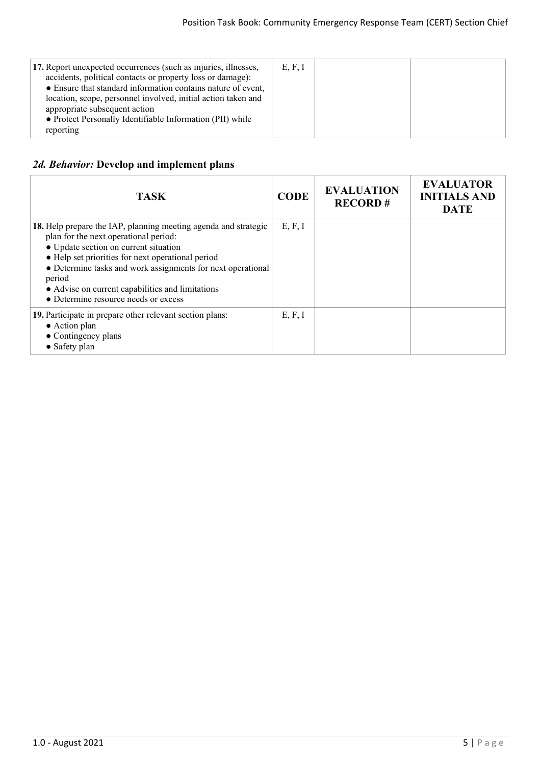| TASK | CODE | EVALUATION RECORD # | EVALUATOR INITIALS AND DATE |
|---|---|---|---|
| **17.** Report unexpected occurrences (such as injuries, illnesses, accidents, political contacts or property loss or damage):<br>● Ensure that standard information contains nature of event, location, scope, personnel involved, initial action taken and appropriate subsequent action<br>● Protect Personally Identifiable Information (PII) while reporting | E, F, I | | |

## *2d. Behavior:* Develop and implement plans

| TASK | CODE | EVALUATION RECORD # | EVALUATOR INITIALS AND DATE |
|---|---|---|---|
| **18.** Help prepare the IAP, planning meeting agenda and strategic plan for the next operational period:<br>● Update section on current situation<br>● Help set priorities for next operational period<br>● Determine tasks and work assignments for next operational period<br>● Advise on current capabilities and limitations<br>● Determine resource needs or excess | E, F, I | | |
| **19.** Participate in prepare other relevant section plans:<br>● Action plan<br>● Contingency plans<br>● Safety plan | E, F, I | | |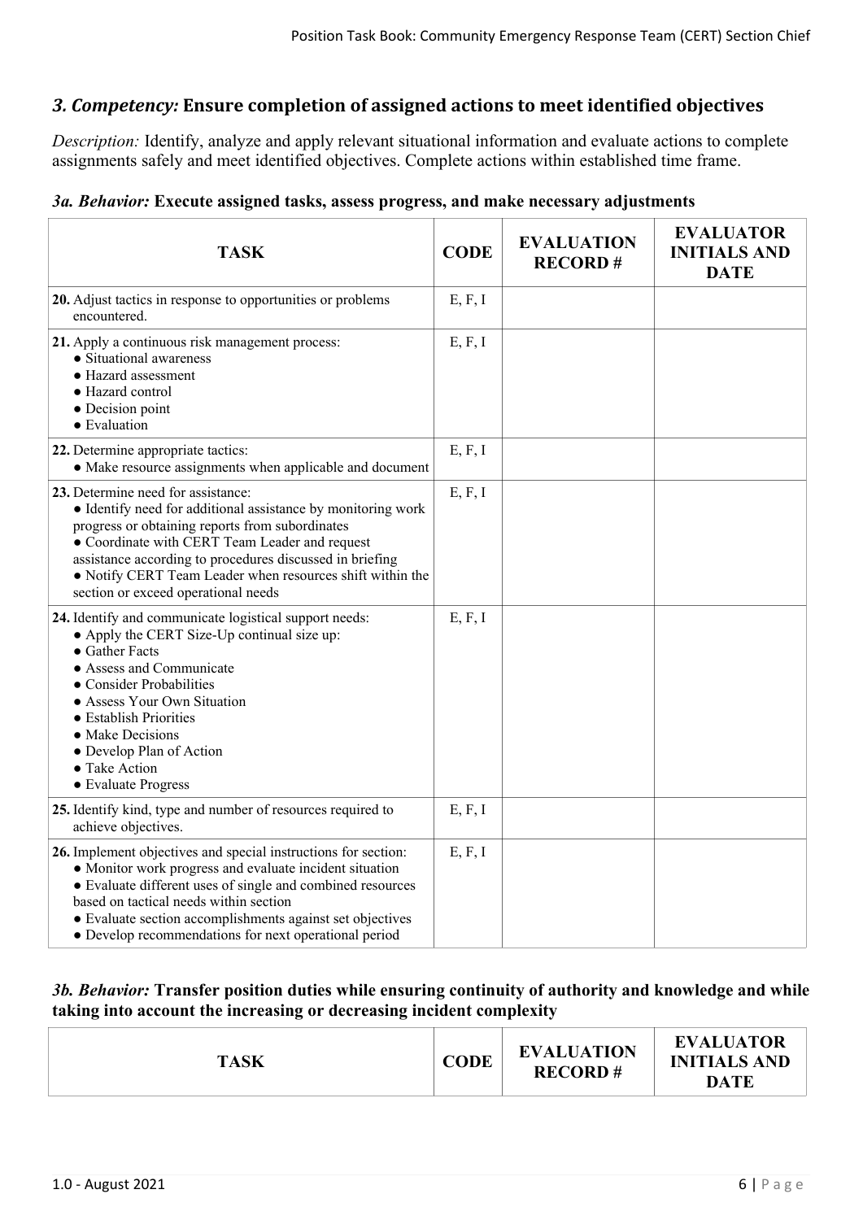## *3. Competency:* Ensure completion of assigned actions to meet identified objectives

*Description:* Identify, analyze and apply relevant situational information and evaluate actions to complete assignments safely and meet identified objectives. Complete actions within established time frame.

### *3a. Behavior:* Execute assigned tasks, assess progress, and make necessary adjustments

| TASK | CODE | EVALUATION RECORD # | EVALUATOR INITIALS AND DATE |
|---|---|---|---|
| **20.** Adjust tactics in response to opportunities or problems encountered. | E, F, I | | |
| **21.** Apply a continuous risk management process:<br>● Situational awareness<br>● Hazard assessment<br>● Hazard control<br>● Decision point<br>● Evaluation | E, F, I | | |
| **22.** Determine appropriate tactics:<br>● Make resource assignments when applicable and document | E, F, I | | |
| **23.** Determine need for assistance:<br>● Identify need for additional assistance by monitoring work progress or obtaining reports from subordinates<br>● Coordinate with CERT Team Leader and request assistance according to procedures discussed in briefing<br>● Notify CERT Team Leader when resources shift within the section or exceed operational needs | E, F, I | | |
| **24.** Identify and communicate logistical support needs:<br>● Apply the CERT Size-Up continual size up:<br>● Gather Facts<br>● Assess and Communicate<br>● Consider Probabilities<br>● Assess Your Own Situation<br>● Establish Priorities<br>● Make Decisions<br>● Develop Plan of Action<br>● Take Action<br>● Evaluate Progress | E, F, I | | |
| **25.** Identify kind, type and number of resources required to achieve objectives. | E, F, I | | |
| **26.** Implement objectives and special instructions for section:<br>● Monitor work progress and evaluate incident situation<br>● Evaluate different uses of single and combined resources based on tactical needs within section<br>● Evaluate section accomplishments against set objectives<br>● Develop recommendations for next operational period | E, F, I | | |

### *3b. Behavior:* Transfer position duties while ensuring continuity of authority and knowledge and while taking into account the increasing or decreasing incident complexity

| TASK | CODE | EVALUATION RECORD # | EVALUATOR INITIALS AND DATE |
|---|---|---|---|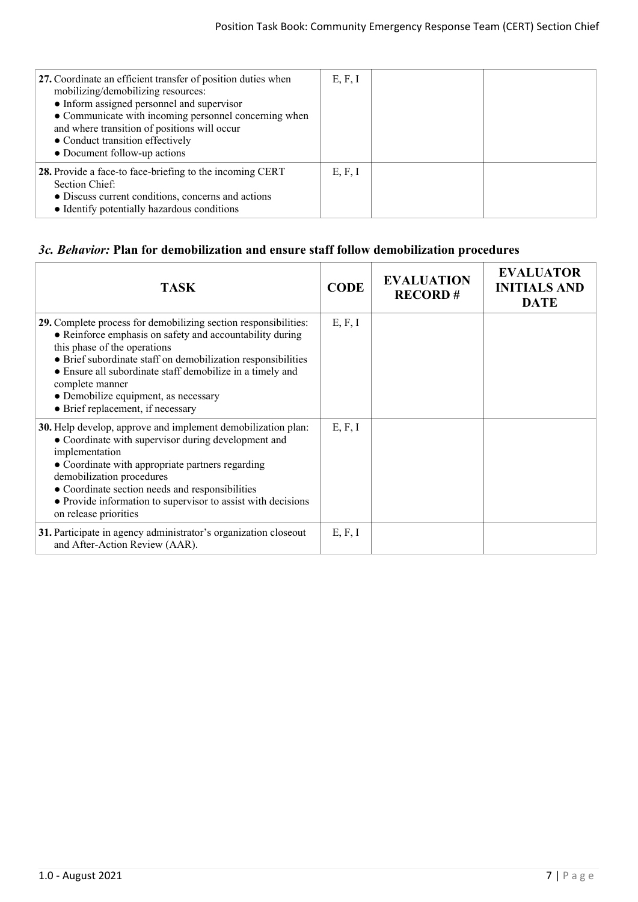| TASK | CODE | EVALUATION RECORD # | EVALUATOR INITIALS AND DATE |
| --- | --- | --- | --- |
| **27.** Coordinate an efficient transfer of position duties when mobilizing/demobilizing resources:<br>● Inform assigned personnel and supervisor<br>● Communicate with incoming personnel concerning when and where transition of positions will occur<br>● Conduct transition effectively<br>● Document follow-up actions | E, F, I | | |
| **28.** Provide a face-to face-briefing to the incoming CERT Section Chief:<br>● Discuss current conditions, concerns and actions<br>● Identify potentially hazardous conditions | E, F, I | | |

### *3c. Behavior:* Plan for demobilization and ensure staff follow demobilization procedures

| TASK | CODE | EVALUATION RECORD # | EVALUATOR INITIALS AND DATE |
| --- | --- | --- | --- |
| **29.** Complete process for demobilizing section responsibilities:<br>● Reinforce emphasis on safety and accountability during this phase of the operations<br>● Brief subordinate staff on demobilization responsibilities<br>● Ensure all subordinate staff demobilize in a timely and complete manner<br>● Demobilize equipment, as necessary<br>● Brief replacement, if necessary | E, F, I | | |
| **30.** Help develop, approve and implement demobilization plan:<br>● Coordinate with supervisor during development and implementation<br>● Coordinate with appropriate partners regarding demobilization procedures<br>● Coordinate section needs and responsibilities<br>● Provide information to supervisor to assist with decisions on release priorities | E, F, I | | |
| **31.** Participate in agency administrator's organization closeout and After-Action Review (AAR). | E, F, I | | |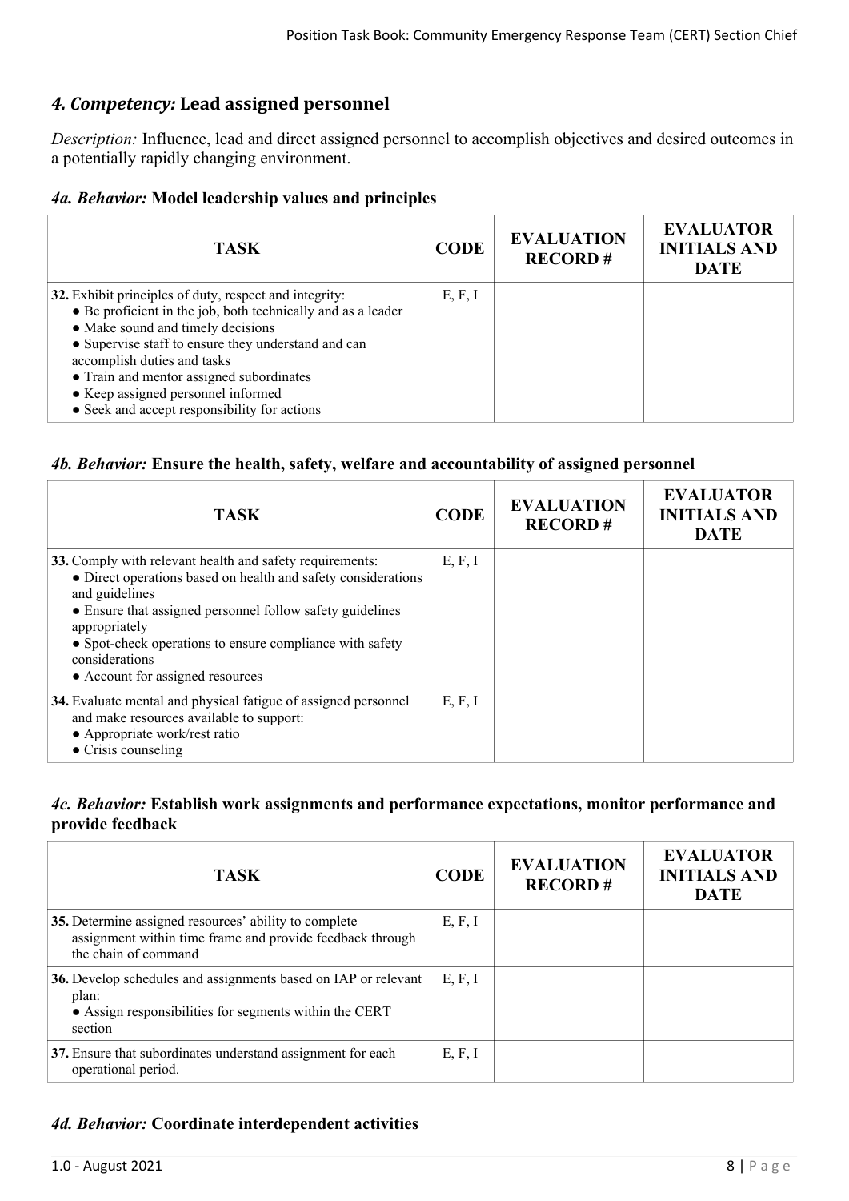## *4. Competency:* Lead assigned personnel

*Description:* Influence, lead and direct assigned personnel to accomplish objectives and desired outcomes in a potentially rapidly changing environment.

### *4a. Behavior:* Model leadership values and principles

| TASK | CODE | EVALUATION RECORD # | EVALUATOR INITIALS AND DATE |
|---|---|---|---|
| **32.** Exhibit principles of duty, respect and integrity:<br>● Be proficient in the job, both technically and as a leader<br>● Make sound and timely decisions<br>● Supervise staff to ensure they understand and can accomplish duties and tasks<br>● Train and mentor assigned subordinates<br>● Keep assigned personnel informed<br>● Seek and accept responsibility for actions | E, F, I | | |

### *4b. Behavior:* Ensure the health, safety, welfare and accountability of assigned personnel

| TASK | CODE | EVALUATION RECORD # | EVALUATOR INITIALS AND DATE |
|---|---|---|---|
| **33.** Comply with relevant health and safety requirements:<br>● Direct operations based on health and safety considerations and guidelines<br>● Ensure that assigned personnel follow safety guidelines appropriately<br>● Spot-check operations to ensure compliance with safety considerations<br>● Account for assigned resources | E, F, I | | |
| **34.** Evaluate mental and physical fatigue of assigned personnel and make resources available to support:<br>● Appropriate work/rest ratio<br>● Crisis counseling | E, F, I | | |

### *4c. Behavior:* Establish work assignments and performance expectations, monitor performance and provide feedback

| TASK | CODE | EVALUATION RECORD # | EVALUATOR INITIALS AND DATE |
|---|---|---|---|
| **35.** Determine assigned resources' ability to complete assignment within time frame and provide feedback through the chain of command | E, F, I | | |
| **36.** Develop schedules and assignments based on IAP or relevant plan:<br>● Assign responsibilities for segments within the CERT section | E, F, I | | |
| **37.** Ensure that subordinates understand assignment for each operational period. | E, F, I | | |

### *4d. Behavior:* Coordinate interdependent activities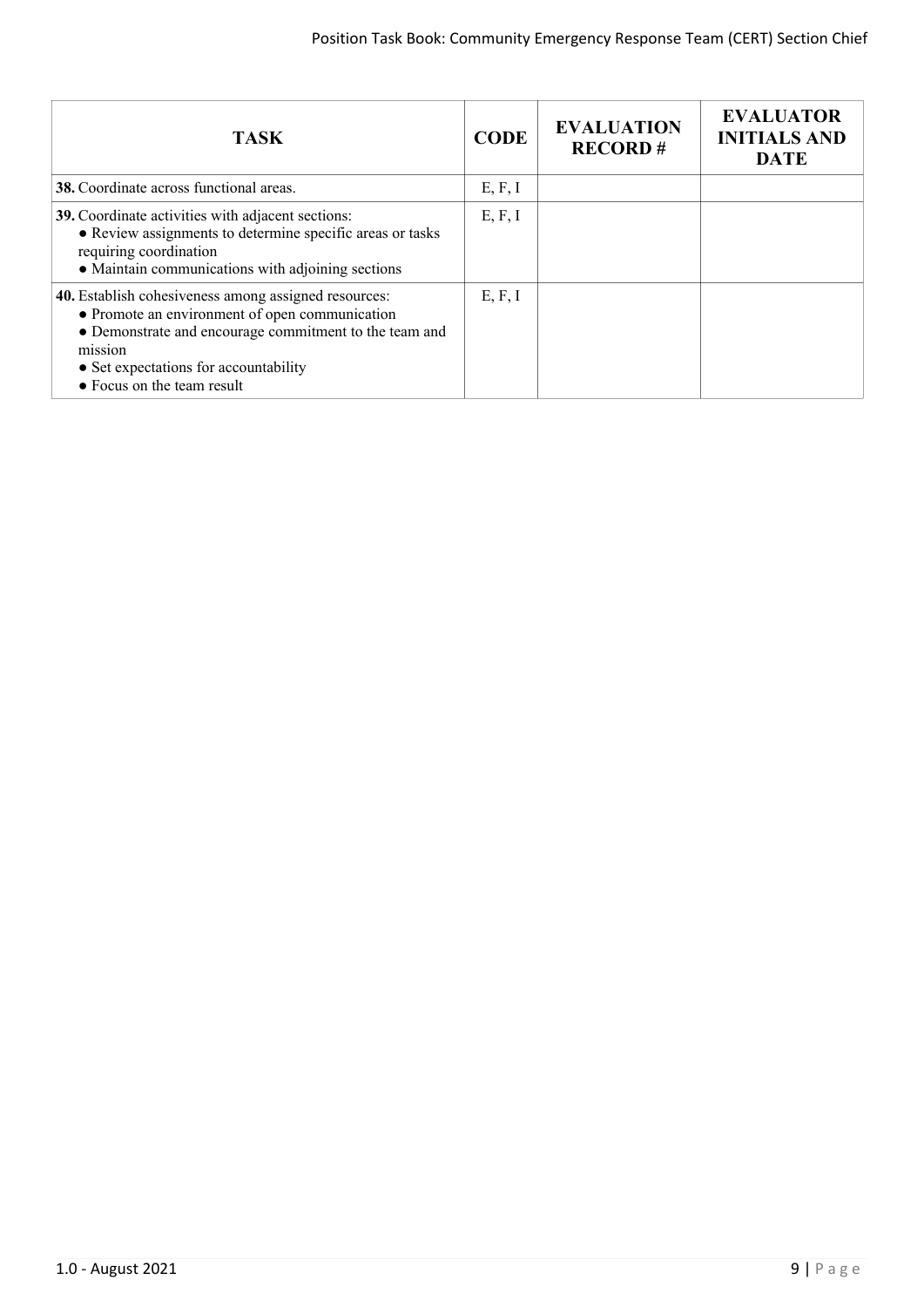| TASK | CODE | EVALUATION RECORD # | EVALUATOR INITIALS AND DATE |
|---|---|---|---|
| **38.** Coordinate across functional areas. | E, F, I | | |
| **39.** Coordinate activities with adjacent sections:<br>● Review assignments to determine specific areas or tasks requiring coordination<br>● Maintain communications with adjoining sections | E, F, I | | |
| **40.** Establish cohesiveness among assigned resources:<br>● Promote an environment of open communication<br>● Demonstrate and encourage commitment to the team and mission<br>● Set expectations for accountability<br>● Focus on the team result | E, F, I | | |

1.0 - August 2021